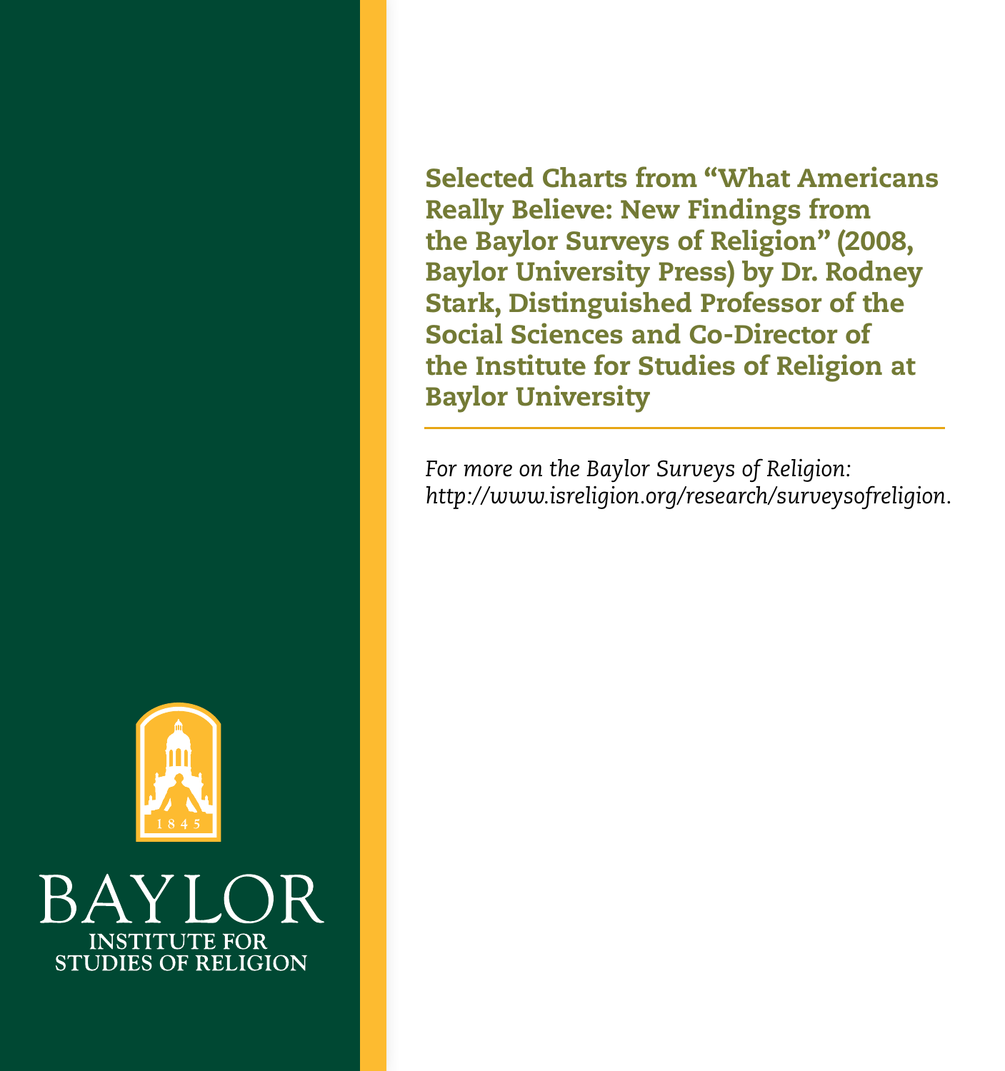# Selected Charts from “What Americans Really Believe: New Findings from the Baylor Surveys of Religion” (2008, Baylor University Press) by Dr. Rodney Stark, Distinguished Professor of the Social Sciences and Co-Director of the Institute for Studies of Religion at Baylor University

---

*For more on the Baylor Surveys of Religion: http://www.isreligion.org/research/surveysofreligion.*

BAYLOR
INSTITUTE FOR STUDIES OF RELIGION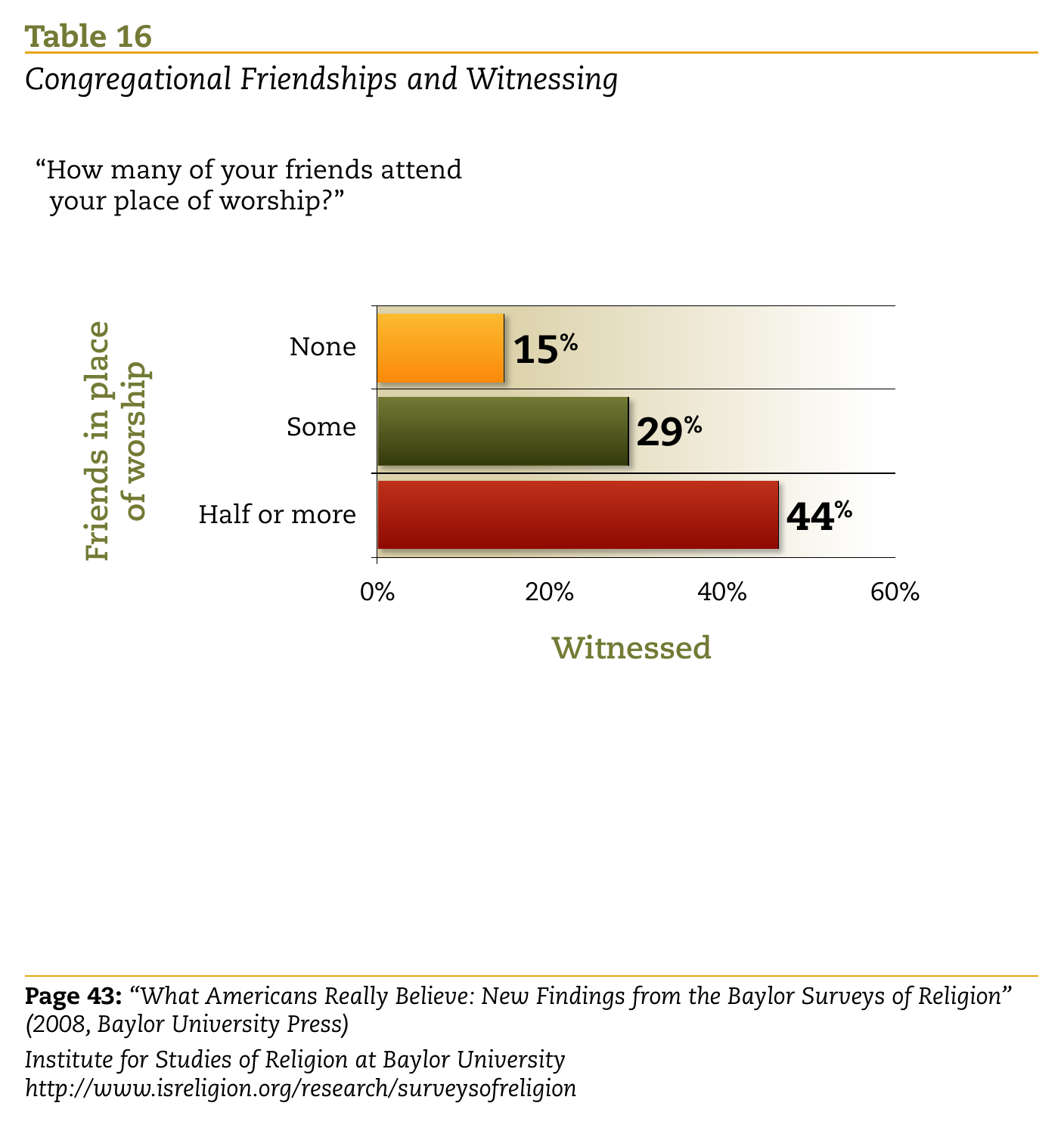## Table 16

*Congregational Friendships and Witnessing*

"How many of your friends attend your place of worship?"

| Friends in place of worship | Witnessed |
| --- | --- |
| None | 15% |
| Some | 29% |
| Half or more | 44% |

**Page 43:** *"What Americans Really Believe: New Findings from the Baylor Surveys of Religion" (2008, Baylor University Press)*

*Institute for Studies of Religion at Baylor University*
*http://www.isreligion.org/research/surveysofreligion*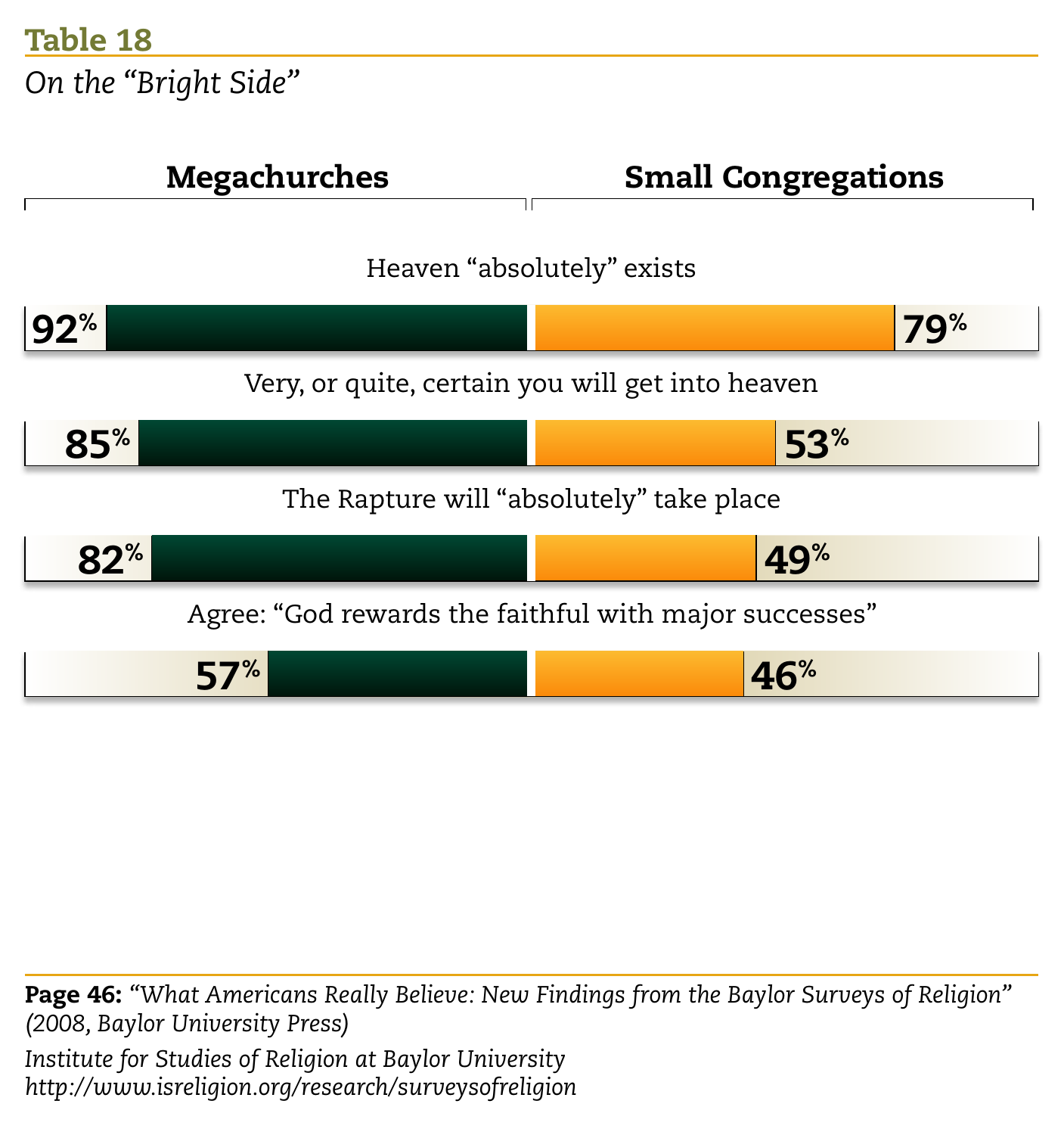## Table 18

*On the "Bright Side"*

| | Megachurches | Small Congregations |
|---|---|---|
| Heaven "absolutely" exists | 92% | 79% |
| Very, or quite, certain you will get into heaven | 85% | 53% |
| The Rapture will "absolutely" take place | 82% | 49% |
| Agree: "God rewards the faithful with major successes" | 57% | 46% |

**Page 46:** *"What Americans Really Believe: New Findings from the Baylor Surveys of Religion" (2008, Baylor University Press)*

*Institute for Studies of Religion at Baylor University*
*http://www.isreligion.org/research/surveysofreligion*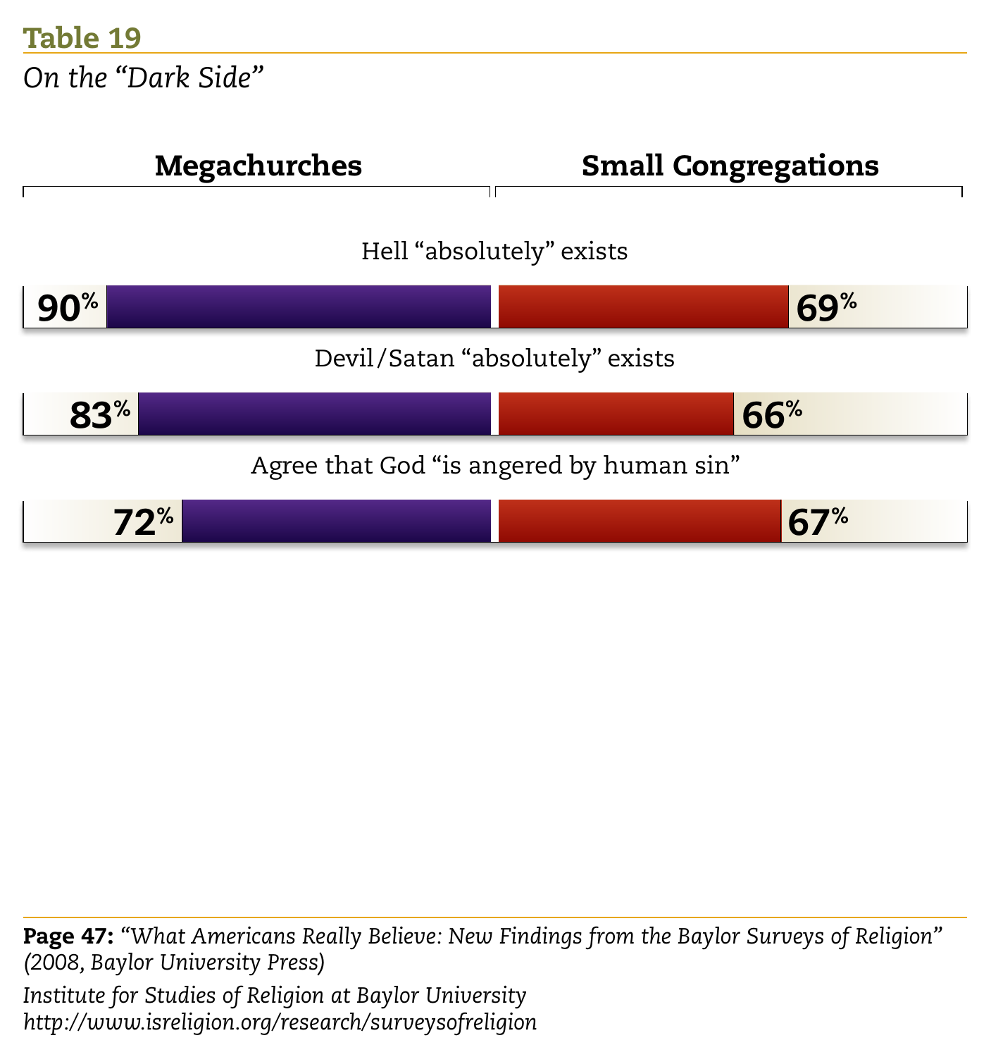**Table 19**

*On the "Dark Side"*

| | Megachurches | Small Congregations |
|---|---|---|
| Hell "absolutely" exists | 90% | 69% |
| Devil/Satan "absolutely" exists | 83% | 66% |
| Agree that God "is angered by human sin" | 72% | 67% |

**Page 47:** *"What Americans Really Believe: New Findings from the Baylor Surveys of Religion" (2008, Baylor University Press)*

*Institute for Studies of Religion at Baylor University*
*http://www.isreligion.org/research/surveysofreligion*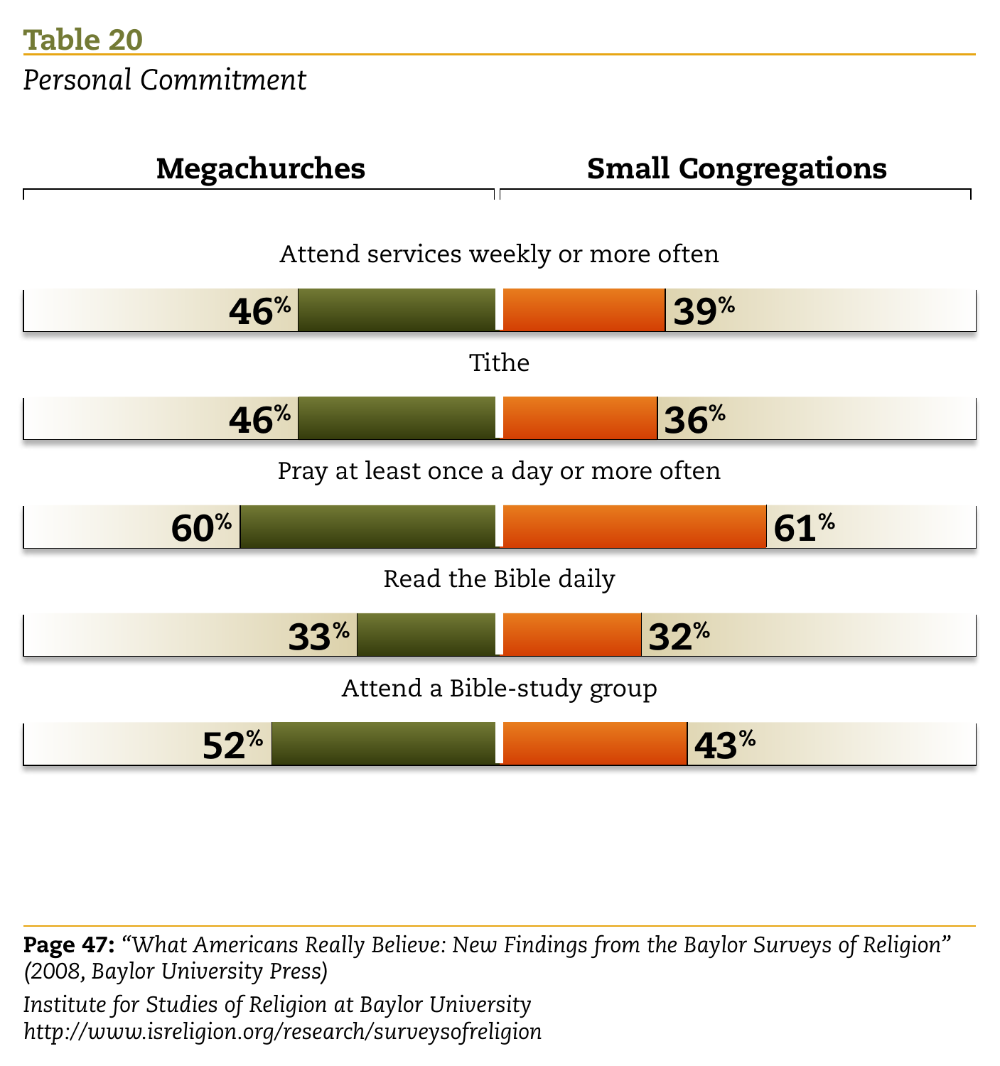## Table 20

*Personal Commitment*

| | Megachurches | Small Congregations |
|---|---|---|
| Attend services weekly or more often | 46% | 39% |
| Tithe | 46% | 36% |
| Pray at least once a day or more often | 60% | 61% |
| Read the Bible daily | 33% | 32% |
| Attend a Bible-study group | 52% | 43% |

**Page 47:** *"What Americans Really Believe: New Findings from the Baylor Surveys of Religion" (2008, Baylor University Press)*

*Institute for Studies of Religion at Baylor University*
*http://www.isreligion.org/research/surveysofreligion*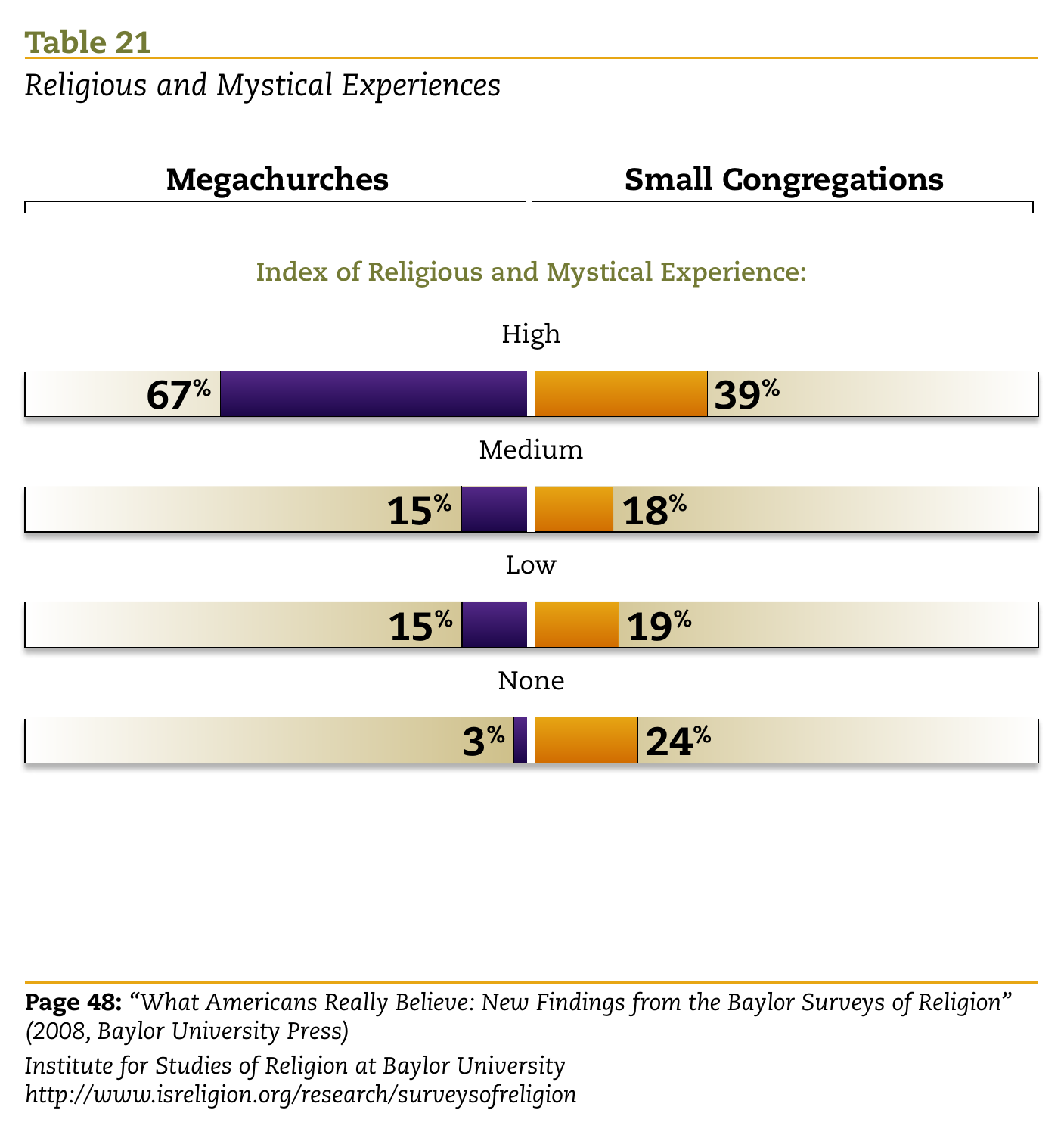## Table 21

*Religious and Mystical Experiences*

**Index of Religious and Mystical Experience:**

| | Megachurches | Small Congregations |
|---|---|---|
| High | 67% | 39% |
| Medium | 15% | 18% |
| Low | 15% | 19% |
| None | 3% | 24% |

**Page 48:** *"What Americans Really Believe: New Findings from the Baylor Surveys of Religion" (2008, Baylor University Press)*

*Institute for Studies of Religion at Baylor University*
*http://www.isreligion.org/research/surveysofreligion*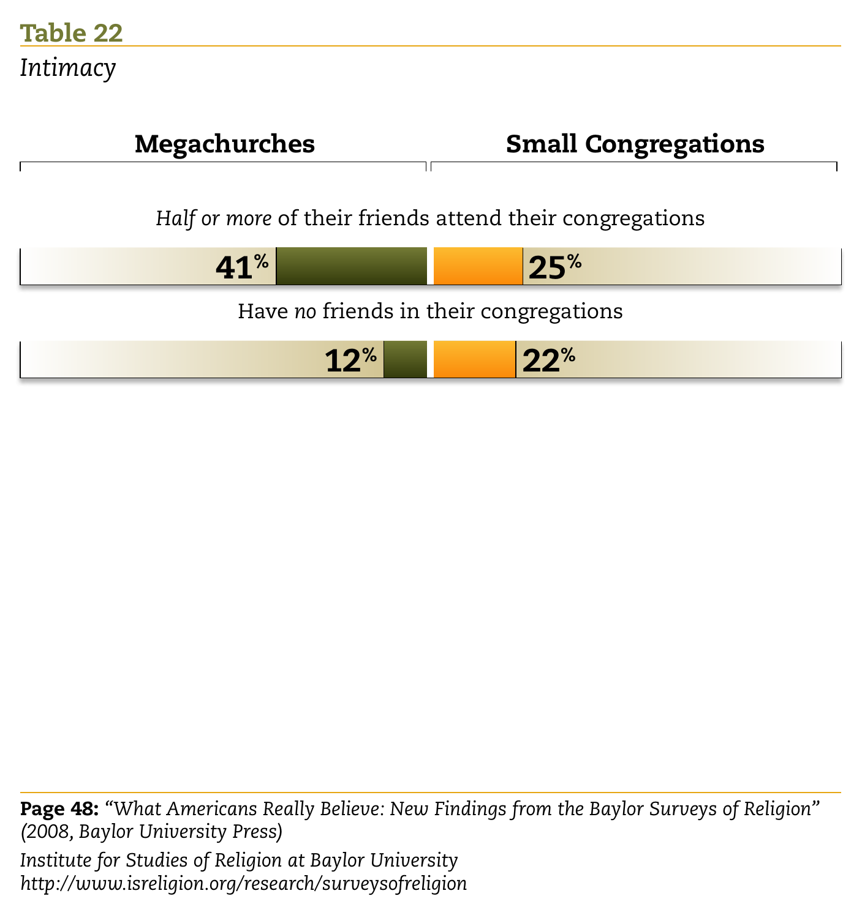## Table 22

*Intimacy*

| | Megachurches | Small Congregations |
|---|---|---|
| *Half or more* of their friends attend their congregations | 41% | 25% |
| Have *no* friends in their congregations | 12% | 22% |

**Page 48:** *"What Americans Really Believe: New Findings from the Baylor Surveys of Religion" (2008, Baylor University Press)*

*Institute for Studies of Religion at Baylor University*
*http://www.isreligion.org/research/surveysofreligion*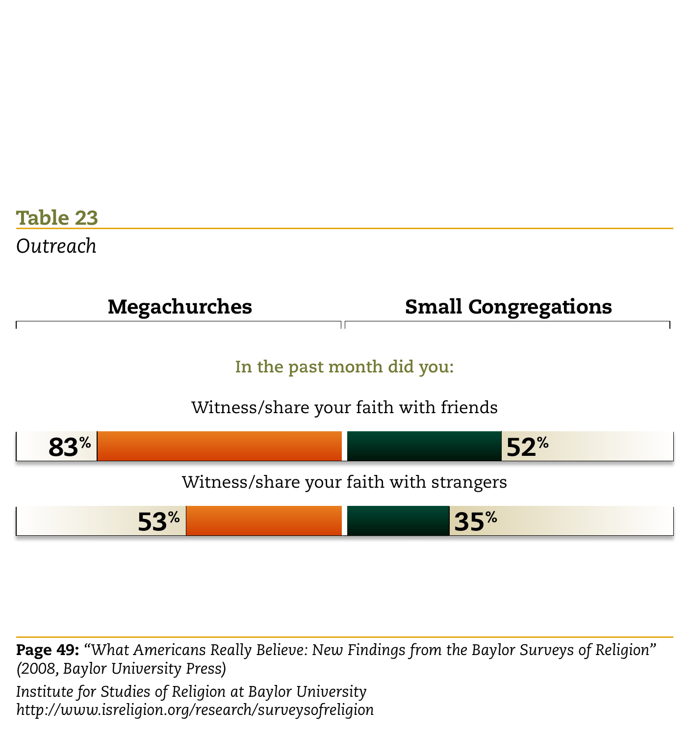## Table 23

*Outreach*

**In the past month did you:**

| | Megachurches | Small Congregations |
|---|---|---|
| Witness/share your faith with friends | 83% | 52% |
| Witness/share your faith with strangers | 53% | 35% |

**Page 49:** *"What Americans Really Believe: New Findings from the Baylor Surveys of Religion" (2008, Baylor University Press)*

*Institute for Studies of Religion at Baylor University*
*http://www.isreligion.org/research/surveysofreligion*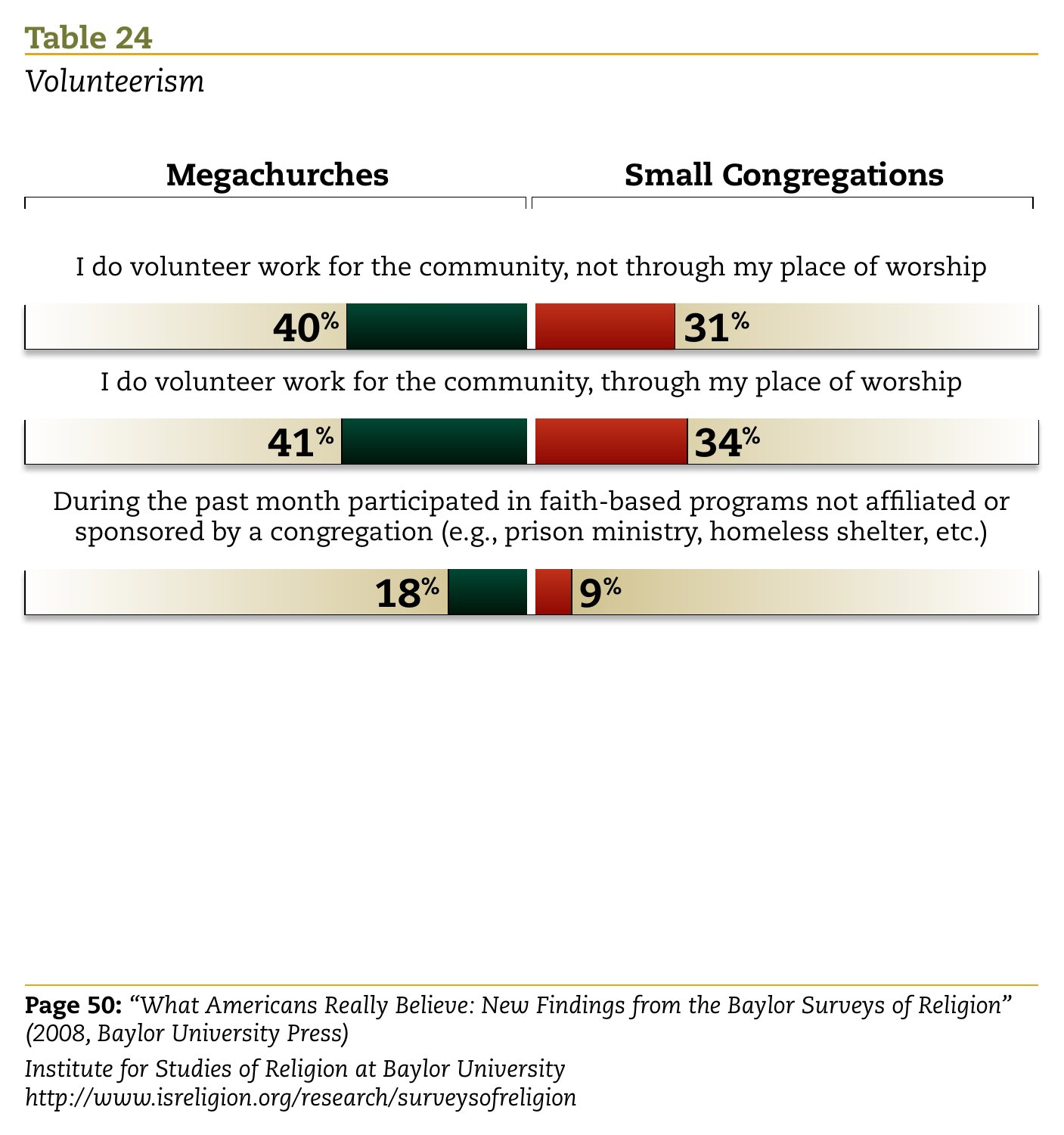## Table 24

*Volunteerism*

| | Megachurches | Small Congregations |
|---|---|---|
| I do volunteer work for the community, not through my place of worship | 40% | 31% |
| I do volunteer work for the community, through my place of worship | 41% | 34% |
| During the past month participated in faith-based programs not affiliated or sponsored by a congregation (e.g., prison ministry, homeless shelter, etc.) | 18% | 9% |

**Page 50:** *"What Americans Really Believe: New Findings from the Baylor Surveys of Religion" (2008, Baylor University Press)*

*Institute for Studies of Religion at Baylor University*
*http://www.isreligion.org/research/surveysofreligion*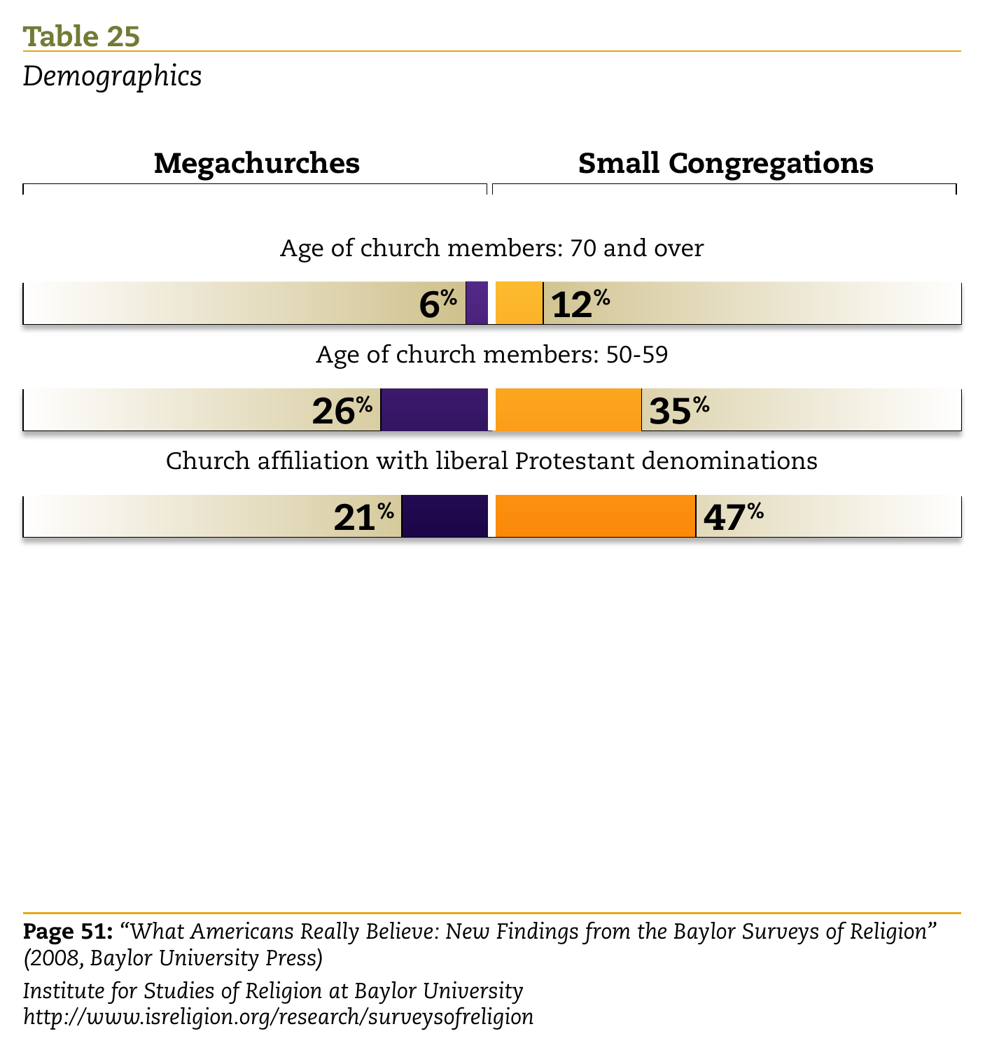## Table 25

*Demographics*

| | Megachurches | Small Congregations |
|---|---|---|
| Age of church members: 70 and over | 6% | 12% |
| Age of church members: 50-59 | 26% | 35% |
| Church affiliation with liberal Protestant denominations | 21% | 47% |

**Page 51:** *"What Americans Really Believe: New Findings from the Baylor Surveys of Religion" (2008, Baylor University Press)*

*Institute for Studies of Religion at Baylor University*
*http://www.isreligion.org/research/surveysofreligion*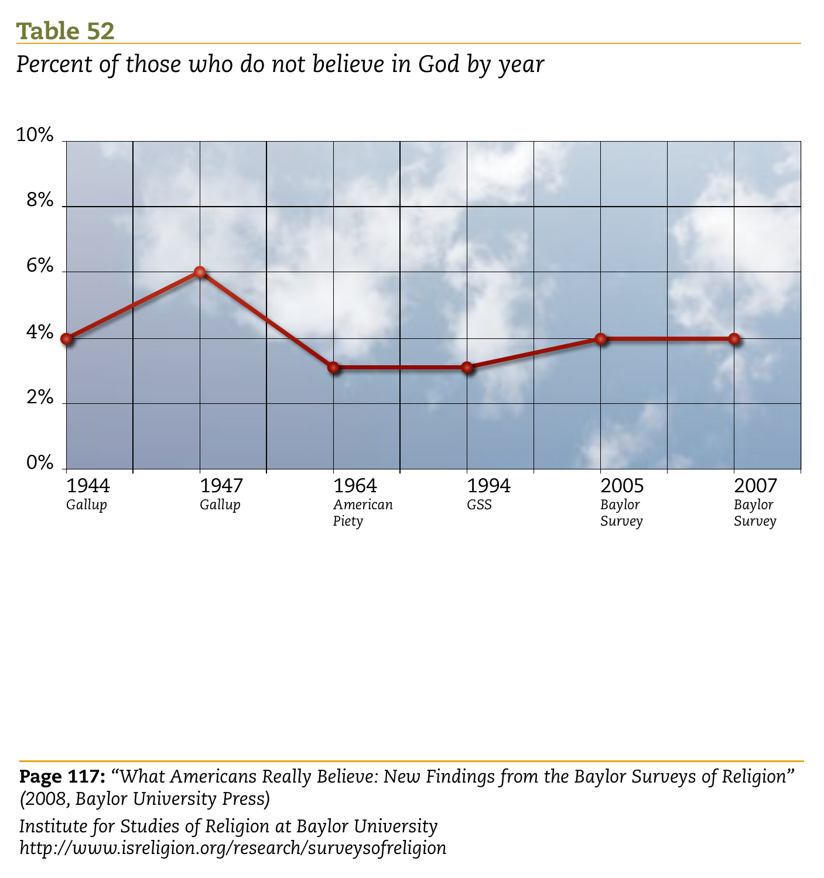## Table 52

*Percent of those who do not believe in God by year*

| Year | Source | Percent |
|---|---|---|
| 1944 | Gallup | 4% |
| 1947 | Gallup | 6% |
| 1964 | American Piety | 3% |
| 1994 | GSS | 3% |
| 2005 | Baylor Survey | 4% |
| 2007 | Baylor Survey | 4% |

**Page 117:** *"What Americans Really Believe: New Findings from the Baylor Surveys of Religion" (2008, Baylor University Press)*

*Institute for Studies of Religion at Baylor University*
*http://www.isreligion.org/research/surveysofreligion*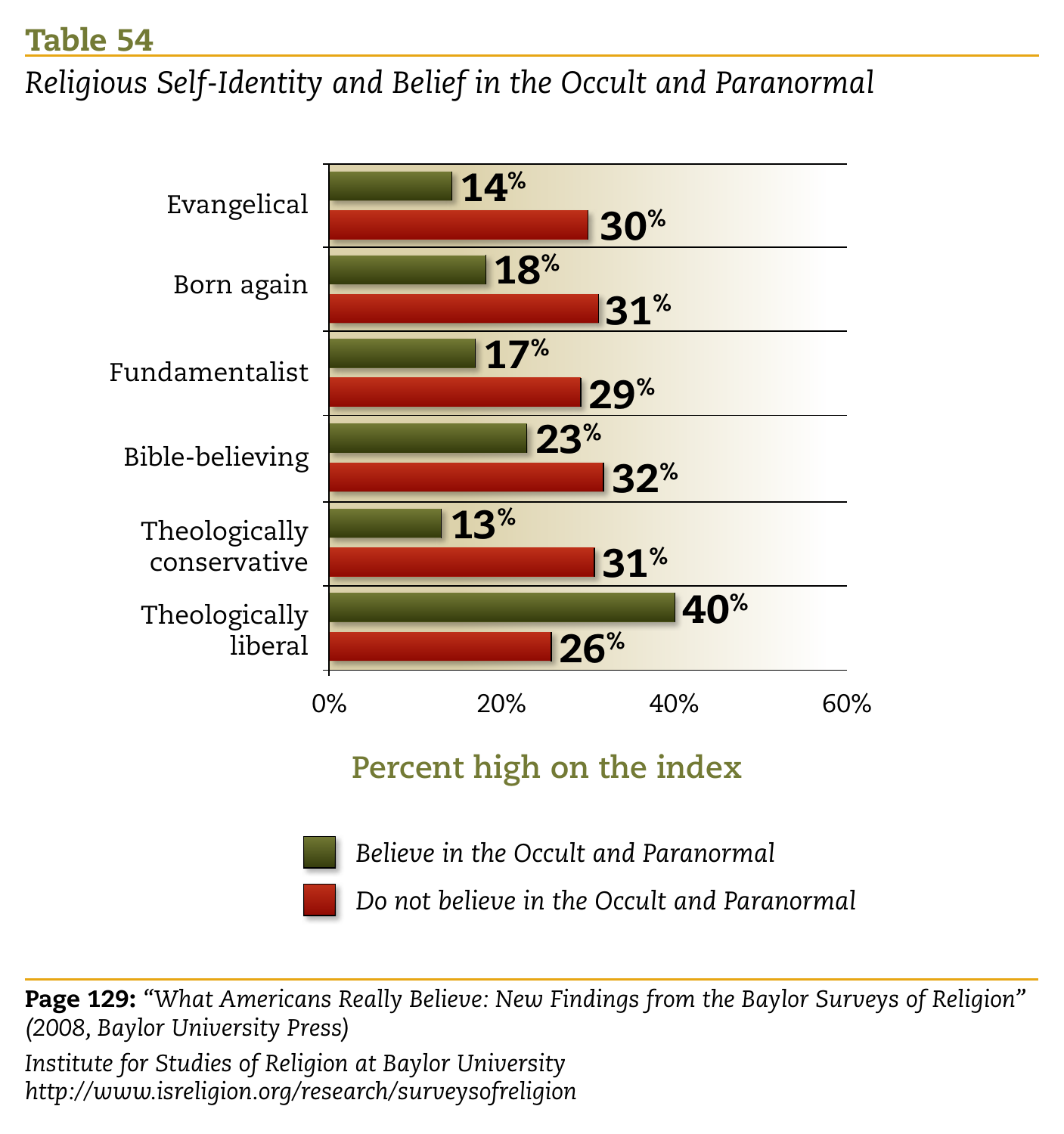## Table 54

*Religious Self-Identity and Belief in the Occult and Paranormal*

Evangelical
14%
30%

Born again
18%
31%

Fundamentalist
17%
29%

Bible-believing
23%
32%

Theologically conservative
13%
31%

Theologically liberal
40%
26%

0%
20%
40%
60%

Percent high on the index

*Believe in the Occult and Paranormal*

*Do not believe in the Occult and Paranormal*

**Page 129:** *"What Americans Really Believe: New Findings from the Baylor Surveys of Religion" (2008, Baylor University Press)*

*Institute for Studies of Religion at Baylor University*
*http://www.isreligion.org/research/surveysofreligion*